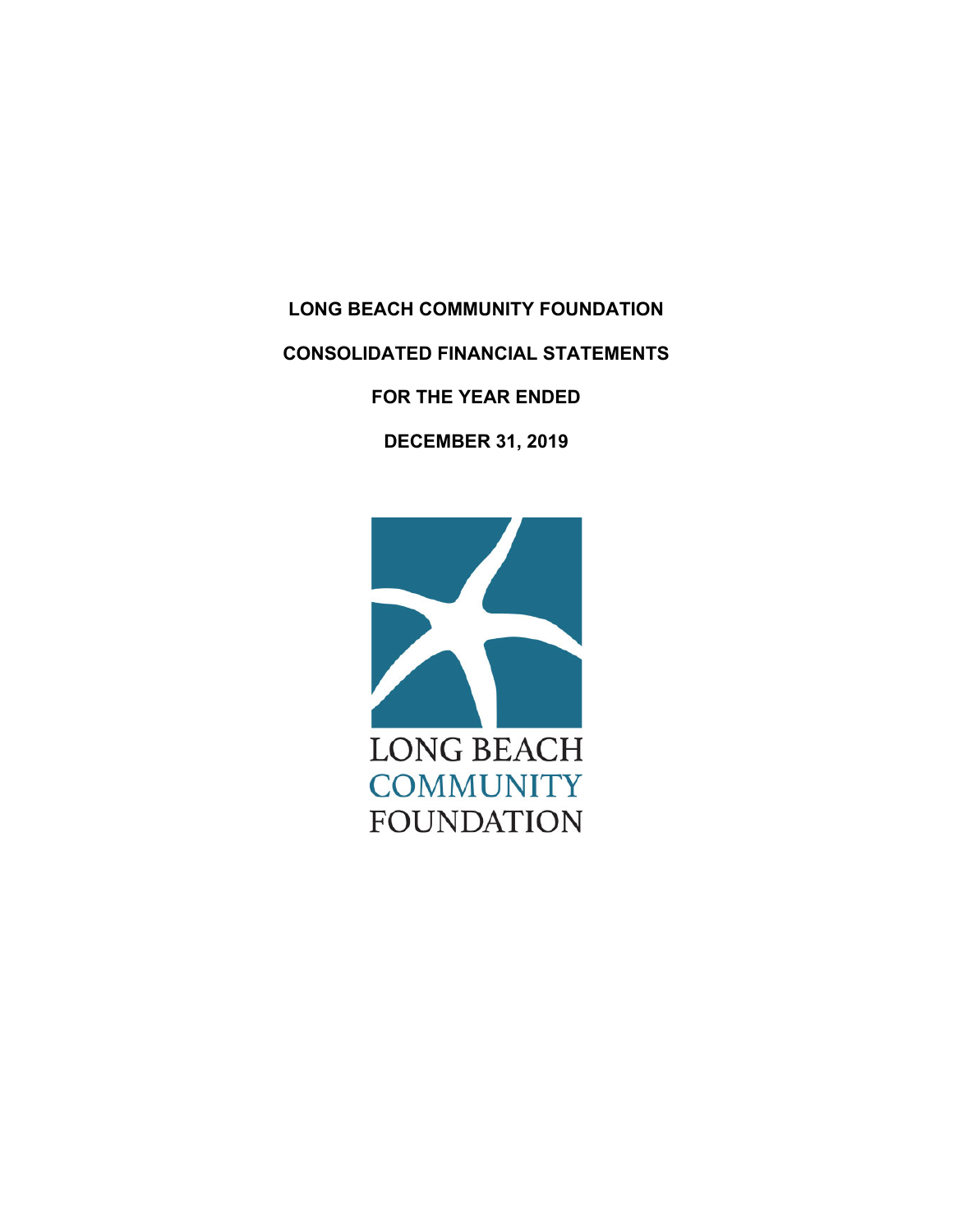# LONG BEACH COMMUNITY FOUNDATION

## CONSOLIDATED FINANCIAL STATEMENTS

## FOR THE YEAR ENDED

## DECEMBER 31, 2019

LONG BEACH
COMMUNITY
FOUNDATION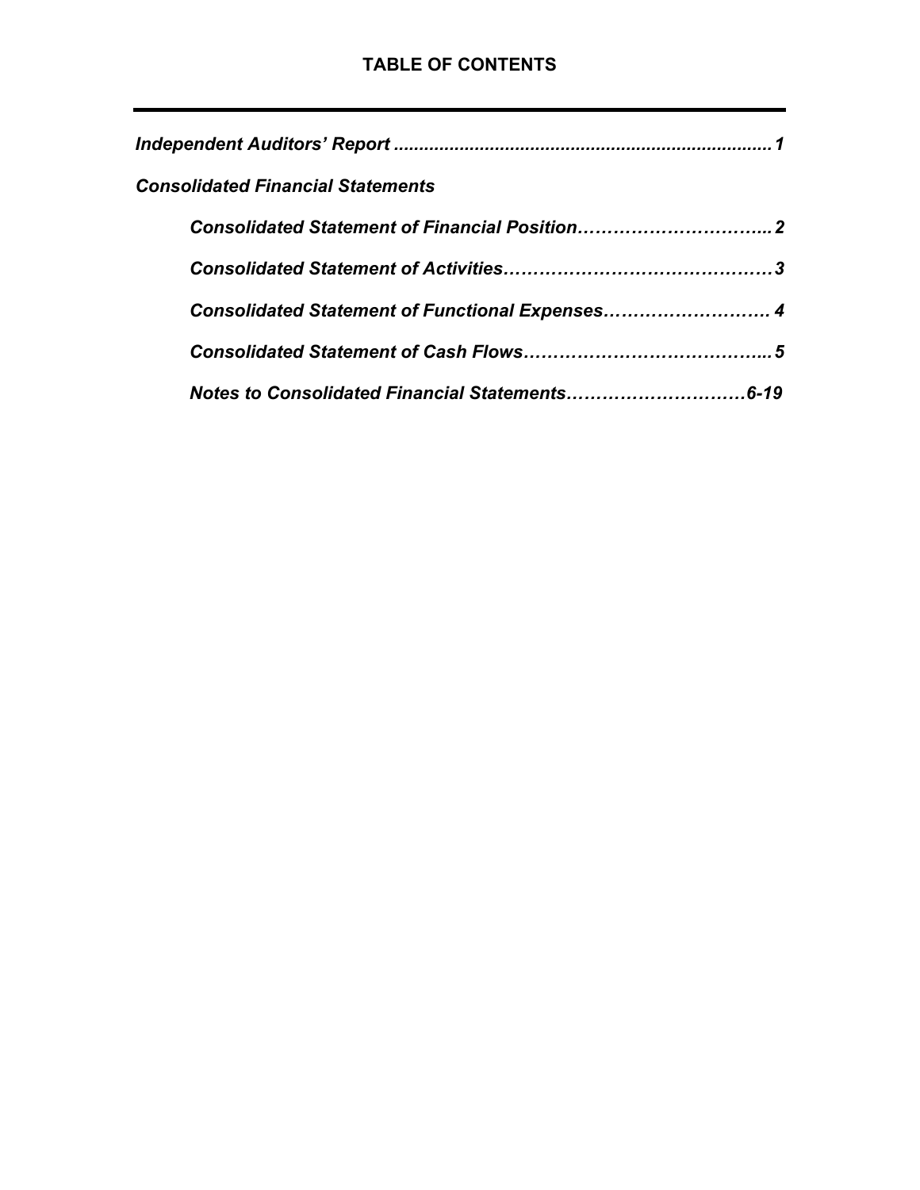# TABLE OF CONTENTS

| | |
|---|---|
| ***Independent Auditors' Report*** | ***1*** |
| ***Consolidated Financial Statements*** | |
| ***Consolidated Statement of Financial Position*** | ***2*** |
| ***Consolidated Statement of Activities*** | ***3*** |
| ***Consolidated Statement of Functional Expenses*** | ***4*** |
| ***Consolidated Statement of Cash Flows*** | ***5*** |
| ***Notes to Consolidated Financial Statements*** | ***6-19*** |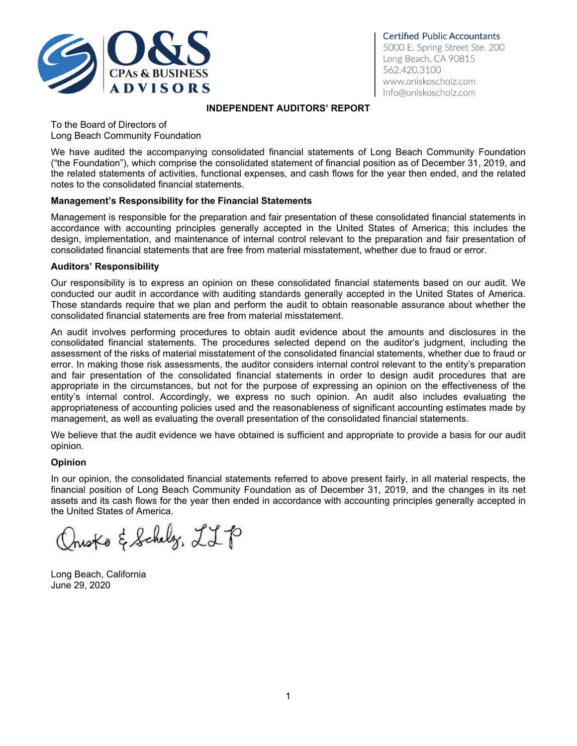O&S CPAs & BUSINESS ADVISORS

Certified Public Accountants
5000 E. Spring Street Ste. 200
Long Beach, CA 90815
562.420.3100
www.oniskoscholz.com
Info@oniskoscholz.com

# INDEPENDENT AUDITORS' REPORT

To the Board of Directors of
Long Beach Community Foundation

We have audited the accompanying consolidated financial statements of Long Beach Community Foundation ("the Foundation"), which comprise the consolidated statement of financial position as of December 31, 2019, and the related statements of activities, functional expenses, and cash flows for the year then ended, and the related notes to the consolidated financial statements.

**Management's Responsibility for the Financial Statements**

Management is responsible for the preparation and fair presentation of these consolidated financial statements in accordance with accounting principles generally accepted in the United States of America; this includes the design, implementation, and maintenance of internal control relevant to the preparation and fair presentation of consolidated financial statements that are free from material misstatement, whether due to fraud or error.

**Auditors' Responsibility**

Our responsibility is to express an opinion on these consolidated financial statements based on our audit. We conducted our audit in accordance with auditing standards generally accepted in the United States of America. Those standards require that we plan and perform the audit to obtain reasonable assurance about whether the consolidated financial statements are free from material misstatement.

An audit involves performing procedures to obtain audit evidence about the amounts and disclosures in the consolidated financial statements. The procedures selected depend on the auditor's judgment, including the assessment of the risks of material misstatement of the consolidated financial statements, whether due to fraud or error. In making those risk assessments, the auditor considers internal control relevant to the entity's preparation and fair presentation of the consolidated financial statements in order to design audit procedures that are appropriate in the circumstances, but not for the purpose of expressing an opinion on the effectiveness of the entity's internal control. Accordingly, we express no such opinion. An audit also includes evaluating the appropriateness of accounting policies used and the reasonableness of significant accounting estimates made by management, as well as evaluating the overall presentation of the consolidated financial statements.

We believe that the audit evidence we have obtained is sufficient and appropriate to provide a basis for our audit opinion.

**Opinion**

In our opinion, the consolidated financial statements referred to above present fairly, in all material respects, the financial position of Long Beach Community Foundation as of December 31, 2019, and the changes in its net assets and its cash flows for the year then ended in accordance with accounting principles generally accepted in the United States of America.

Onisko & Scholz, LLP

Long Beach, California
June 29, 2020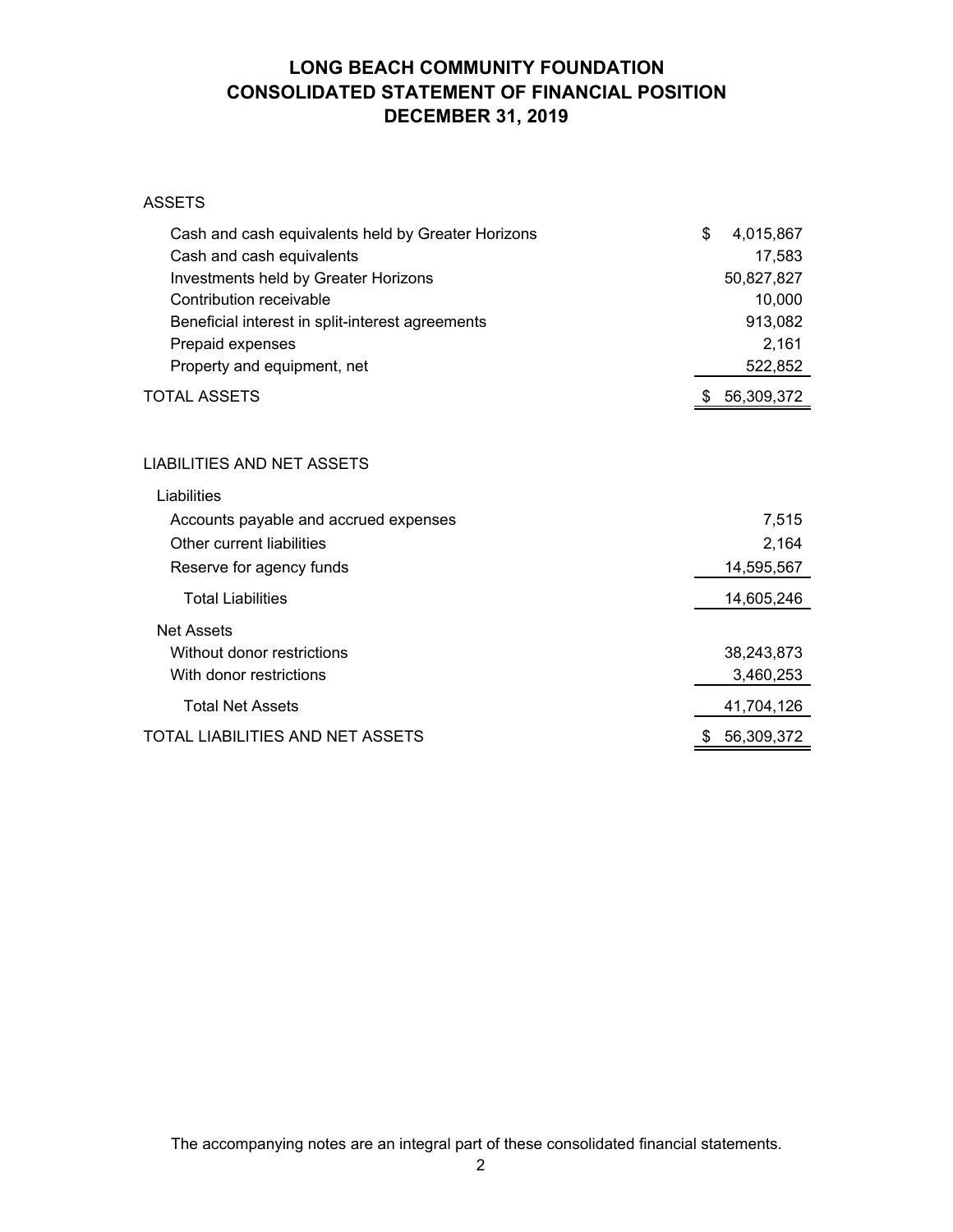# LONG BEACH COMMUNITY FOUNDATION
# CONSOLIDATED STATEMENT OF FINANCIAL POSITION
# DECEMBER 31, 2019

| | |
|---|---|
| **ASSETS** | |
| Cash and cash equivalents held by Greater Horizons | $ 4,015,867 |
| Cash and cash equivalents | 17,583 |
| Investments held by Greater Horizons | 50,827,827 |
| Contribution receivable | 10,000 |
| Beneficial interest in split-interest agreements | 913,082 |
| Prepaid expenses | 2,161 |
| Property and equipment, net | 522,852 |
| TOTAL ASSETS | $ 56,309,372 |
| | |
| **LIABILITIES AND NET ASSETS** | |
| Liabilities | |
| Accounts payable and accrued expenses | 7,515 |
| Other current liabilities | 2,164 |
| Reserve for agency funds | 14,595,567 |
| Total Liabilities | 14,605,246 |
| Net Assets | |
| Without donor restrictions | 38,243,873 |
| With donor restrictions | 3,460,253 |
| Total Net Assets | 41,704,126 |
| TOTAL LIABILITIES AND NET ASSETS | $ 56,309,372 |

The accompanying notes are an integral part of these consolidated financial statements.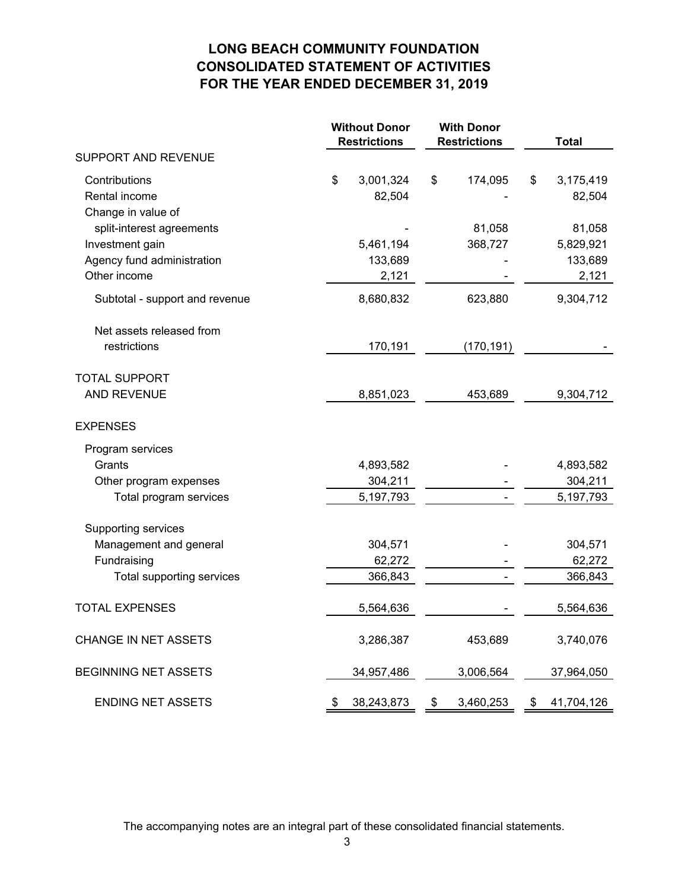# LONG BEACH COMMUNITY FOUNDATION
## CONSOLIDATED STATEMENT OF ACTIVITIES
## FOR THE YEAR ENDED DECEMBER 31, 2019

| | Without Donor Restrictions | With Donor Restrictions | Total |
|---|---|---|---|
| SUPPORT AND REVENUE | | | |
| Contributions | $ 3,001,324 | $ 174,095 | $ 3,175,419 |
| Rental income | 82,504 | - | 82,504 |
| Change in value of split-interest agreements | - | 81,058 | 81,058 |
| Investment gain | 5,461,194 | 368,727 | 5,829,921 |
| Agency fund administration | 133,689 | - | 133,689 |
| Other income | 2,121 | - | 2,121 |
| Subtotal - support and revenue | 8,680,832 | 623,880 | 9,304,712 |
| Net assets released from restrictions | 170,191 | (170,191) | - |
| TOTAL SUPPORT AND REVENUE | 8,851,023 | 453,689 | 9,304,712 |
| EXPENSES | | | |
| Program services | | | |
| Grants | 4,893,582 | - | 4,893,582 |
| Other program expenses | 304,211 | - | 304,211 |
| Total program services | 5,197,793 | - | 5,197,793 |
| Supporting services | | | |
| Management and general | 304,571 | - | 304,571 |
| Fundraising | 62,272 | - | 62,272 |
| Total supporting services | 366,843 | - | 366,843 |
| TOTAL EXPENSES | 5,564,636 | - | 5,564,636 |
| CHANGE IN NET ASSETS | 3,286,387 | 453,689 | 3,740,076 |
| BEGINNING NET ASSETS | 34,957,486 | 3,006,564 | 37,964,050 |
| ENDING NET ASSETS | $ 38,243,873 | $ 3,460,253 | $ 41,704,126 |

The accompanying notes are an integral part of these consolidated financial statements.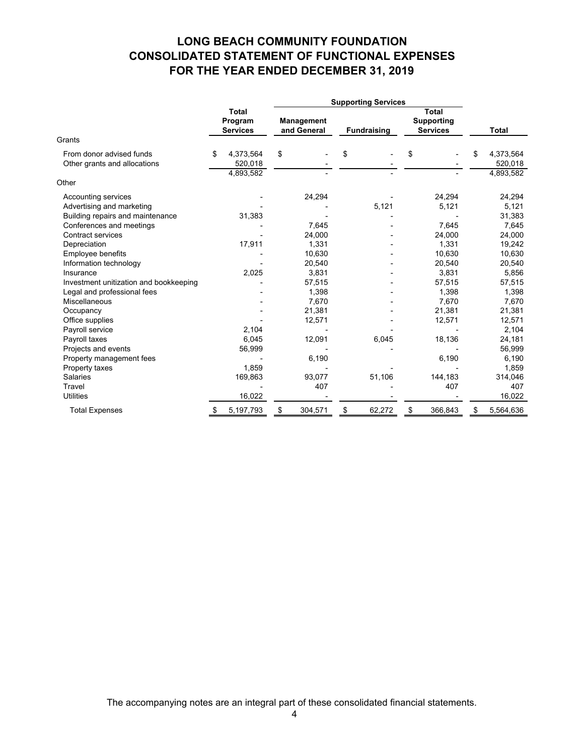# LONG BEACH COMMUNITY FOUNDATION
# CONSOLIDATED STATEMENT OF FUNCTIONAL EXPENSES
# FOR THE YEAR ENDED DECEMBER 31, 2019

| | | Supporting Services | | | |
|---|---|---|---|---|---|
| | Total Program Services | Management and General | Fundraising | Total Supporting Services | Total |
| **Grants** | | | | | |
| From donor advised funds | $ 4,373,564 | $ - | $ - | $ - | $ 4,373,564 |
| Other grants and allocations | 520,018 | - | - | - | 520,018 |
| | 4,893,582 | - | - | - | 4,893,582 |
| **Other** | | | | | |
| Accounting services | - | 24,294 | - | 24,294 | 24,294 |
| Advertising and marketing | - | - | 5,121 | 5,121 | 5,121 |
| Building repairs and maintenance | 31,383 | - | - | - | 31,383 |
| Conferences and meetings | - | 7,645 | - | 7,645 | 7,645 |
| Contract services | - | 24,000 | - | 24,000 | 24,000 |
| Depreciation | 17,911 | 1,331 | - | 1,331 | 19,242 |
| Employee benefits | - | 10,630 | - | 10,630 | 10,630 |
| Information technology | - | 20,540 | - | 20,540 | 20,540 |
| Insurance | 2,025 | 3,831 | - | 3,831 | 5,856 |
| Investment unitization and bookkeeping | - | 57,515 | - | 57,515 | 57,515 |
| Legal and professional fees | - | 1,398 | - | 1,398 | 1,398 |
| Miscellaneous | - | 7,670 | - | 7,670 | 7,670 |
| Occupancy | - | 21,381 | - | 21,381 | 21,381 |
| Office supplies | - | 12,571 | - | 12,571 | 12,571 |
| Payroll service | 2,104 | - | - | - | 2,104 |
| Payroll taxes | 6,045 | 12,091 | 6,045 | 18,136 | 24,181 |
| Projects and events | 56,999 | - | - | - | 56,999 |
| Property management fees | - | 6,190 | | 6,190 | 6,190 |
| Property taxes | 1,859 | - | - | - | 1,859 |
| Salaries | 169,863 | 93,077 | 51,106 | 144,183 | 314,046 |
| Travel | - | 407 | - | 407 | 407 |
| Utilities | 16,022 | - | - | - | 16,022 |
| Total Expenses | $ 5,197,793 | $ 304,571 | $ 62,272 | $ 366,843 | $ 5,564,636 |

The accompanying notes are an integral part of these consolidated financial statements.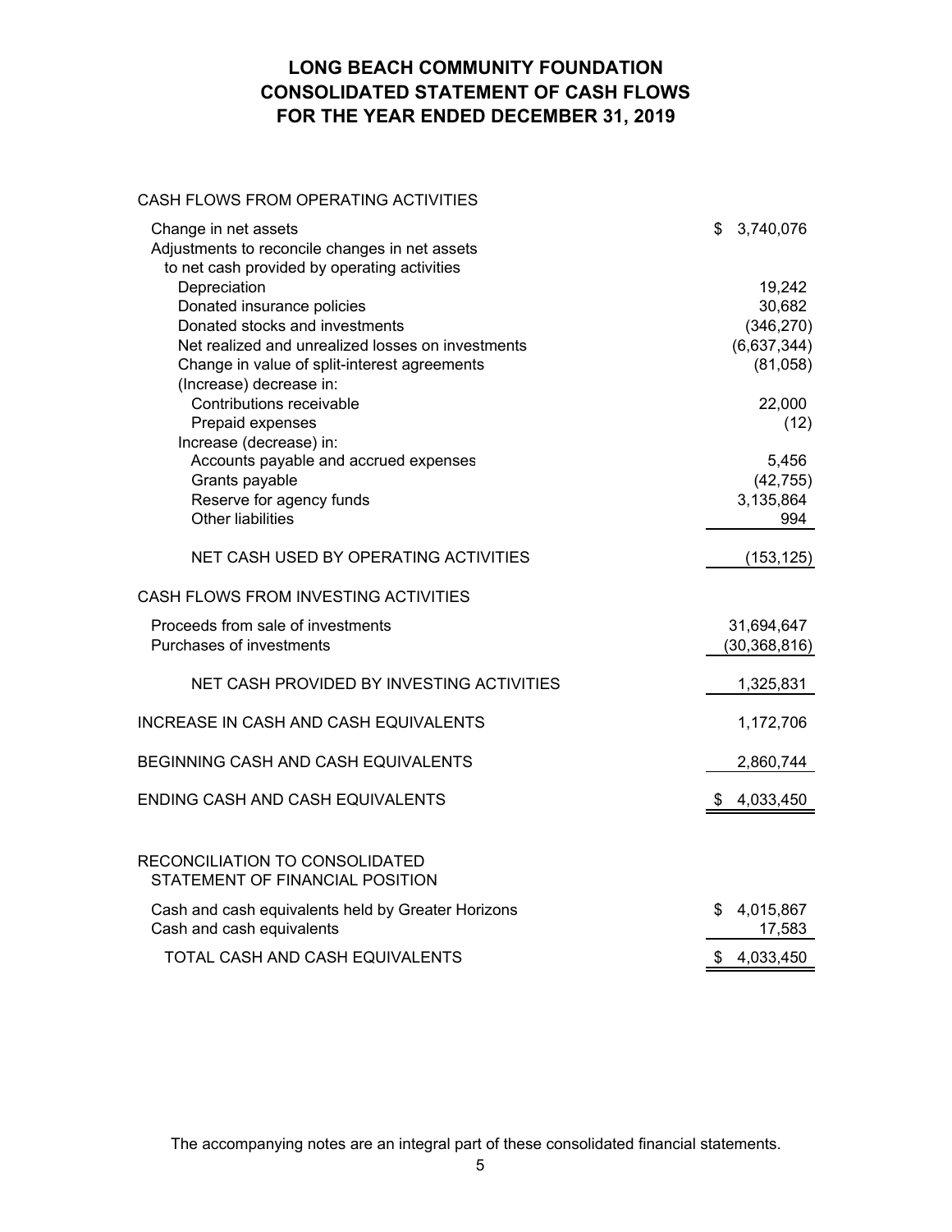# LONG BEACH COMMUNITY FOUNDATION
# CONSOLIDATED STATEMENT OF CASH FLOWS
# FOR THE YEAR ENDED DECEMBER 31, 2019

| | |
|---|---|
| CASH FLOWS FROM OPERATING ACTIVITIES | |
| Change in net assets | $ 3,740,076 |
| Adjustments to reconcile changes in net assets to net cash provided by operating activities | |
| Depreciation | 19,242 |
| Donated insurance policies | 30,682 |
| Donated stocks and investments | (346,270) |
| Net realized and unrealized losses on investments | (6,637,344) |
| Change in value of split-interest agreements | (81,058) |
| (Increase) decrease in: | |
| Contributions receivable | 22,000 |
| Prepaid expenses | (12) |
| Increase (decrease) in: | |
| Accounts payable and accrued expenses | 5,456 |
| Grants payable | (42,755) |
| Reserve for agency funds | 3,135,864 |
| Other liabilities | 994 |
| NET CASH USED BY OPERATING ACTIVITIES | (153,125) |
| CASH FLOWS FROM INVESTING ACTIVITIES | |
| Proceeds from sale of investments | 31,694,647 |
| Purchases of investments | (30,368,816) |
| NET CASH PROVIDED BY INVESTING ACTIVITIES | 1,325,831 |
| INCREASE IN CASH AND CASH EQUIVALENTS | 1,172,706 |
| BEGINNING CASH AND CASH EQUIVALENTS | 2,860,744 |
| ENDING CASH AND CASH EQUIVALENTS | $ 4,033,450 |

| | |
|---|---|
| RECONCILIATION TO CONSOLIDATED STATEMENT OF FINANCIAL POSITION | |
| Cash and cash equivalents held by Greater Horizons | $ 4,015,867 |
| Cash and cash equivalents | 17,583 |
| TOTAL CASH AND CASH EQUIVALENTS | $ 4,033,450 |

The accompanying notes are an integral part of these consolidated financial statements.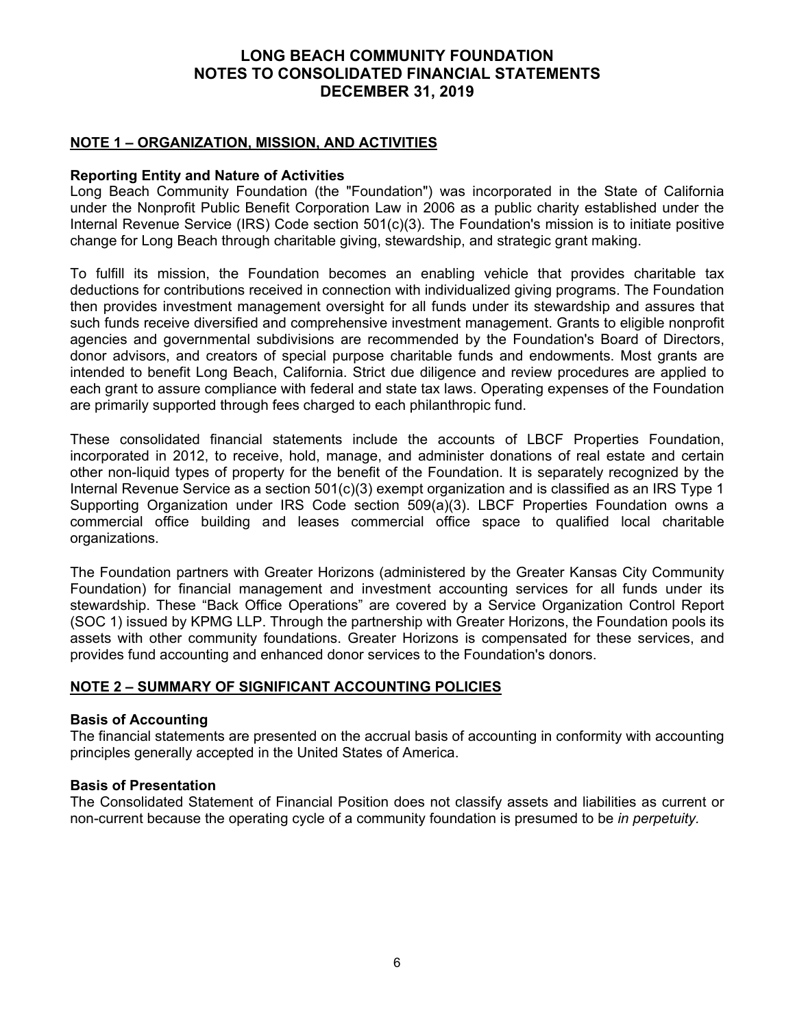# LONG BEACH COMMUNITY FOUNDATION
# NOTES TO CONSOLIDATED FINANCIAL STATEMENTS
# DECEMBER 31, 2019

## NOTE 1 – ORGANIZATION, MISSION, AND ACTIVITIES

### Reporting Entity and Nature of Activities

Long Beach Community Foundation (the "Foundation") was incorporated in the State of California under the Nonprofit Public Benefit Corporation Law in 2006 as a public charity established under the Internal Revenue Service (IRS) Code section 501(c)(3). The Foundation's mission is to initiate positive change for Long Beach through charitable giving, stewardship, and strategic grant making.

To fulfill its mission, the Foundation becomes an enabling vehicle that provides charitable tax deductions for contributions received in connection with individualized giving programs. The Foundation then provides investment management oversight for all funds under its stewardship and assures that such funds receive diversified and comprehensive investment management. Grants to eligible nonprofit agencies and governmental subdivisions are recommended by the Foundation's Board of Directors, donor advisors, and creators of special purpose charitable funds and endowments. Most grants are intended to benefit Long Beach, California. Strict due diligence and review procedures are applied to each grant to assure compliance with federal and state tax laws. Operating expenses of the Foundation are primarily supported through fees charged to each philanthropic fund.

These consolidated financial statements include the accounts of LBCF Properties Foundation, incorporated in 2012, to receive, hold, manage, and administer donations of real estate and certain other non-liquid types of property for the benefit of the Foundation. It is separately recognized by the Internal Revenue Service as a section 501(c)(3) exempt organization and is classified as an IRS Type 1 Supporting Organization under IRS Code section 509(a)(3). LBCF Properties Foundation owns a commercial office building and leases commercial office space to qualified local charitable organizations.

The Foundation partners with Greater Horizons (administered by the Greater Kansas City Community Foundation) for financial management and investment accounting services for all funds under its stewardship. These "Back Office Operations" are covered by a Service Organization Control Report (SOC 1) issued by KPMG LLP. Through the partnership with Greater Horizons, the Foundation pools its assets with other community foundations. Greater Horizons is compensated for these services, and provides fund accounting and enhanced donor services to the Foundation's donors.

## NOTE 2 – SUMMARY OF SIGNIFICANT ACCOUNTING POLICIES

### Basis of Accounting

The financial statements are presented on the accrual basis of accounting in conformity with accounting principles generally accepted in the United States of America.

### Basis of Presentation

The Consolidated Statement of Financial Position does not classify assets and liabilities as current or non-current because the operating cycle of a community foundation is presumed to be *in perpetuity.*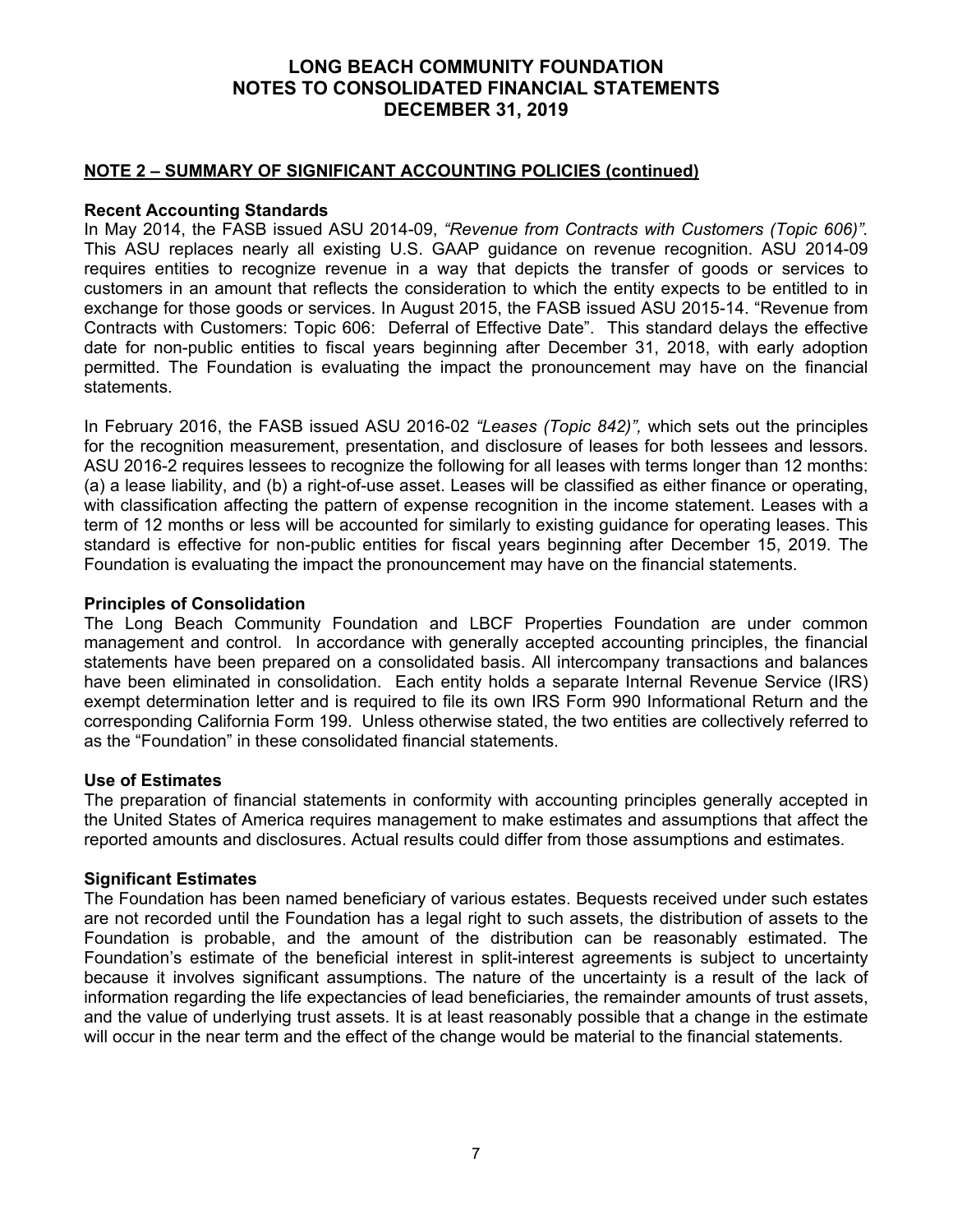## NOTE 2 – SUMMARY OF SIGNIFICANT ACCOUNTING POLICIES (continued)

### Recent Accounting Standards

In May 2014, the FASB issued ASU 2014-09, *"Revenue from Contracts with Customers (Topic 606)"*. This ASU replaces nearly all existing U.S. GAAP guidance on revenue recognition. ASU 2014-09 requires entities to recognize revenue in a way that depicts the transfer of goods or services to customers in an amount that reflects the consideration to which the entity expects to be entitled to in exchange for those goods or services. In August 2015, the FASB issued ASU 2015-14. "Revenue from Contracts with Customers: Topic 606: Deferral of Effective Date". This standard delays the effective date for non-public entities to fiscal years beginning after December 31, 2018, with early adoption permitted. The Foundation is evaluating the impact the pronouncement may have on the financial statements.

In February 2016, the FASB issued ASU 2016-02 *"Leases (Topic 842)",* which sets out the principles for the recognition measurement, presentation, and disclosure of leases for both lessees and lessors. ASU 2016-2 requires lessees to recognize the following for all leases with terms longer than 12 months: (a) a lease liability, and (b) a right-of-use asset. Leases will be classified as either finance or operating, with classification affecting the pattern of expense recognition in the income statement. Leases with a term of 12 months or less will be accounted for similarly to existing guidance for operating leases. This standard is effective for non-public entities for fiscal years beginning after December 15, 2019. The Foundation is evaluating the impact the pronouncement may have on the financial statements.

### Principles of Consolidation

The Long Beach Community Foundation and LBCF Properties Foundation are under common management and control. In accordance with generally accepted accounting principles, the financial statements have been prepared on a consolidated basis. All intercompany transactions and balances have been eliminated in consolidation. Each entity holds a separate Internal Revenue Service (IRS) exempt determination letter and is required to file its own IRS Form 990 Informational Return and the corresponding California Form 199. Unless otherwise stated, the two entities are collectively referred to as the "Foundation" in these consolidated financial statements.

### Use of Estimates

The preparation of financial statements in conformity with accounting principles generally accepted in the United States of America requires management to make estimates and assumptions that affect the reported amounts and disclosures. Actual results could differ from those assumptions and estimates.

### Significant Estimates

The Foundation has been named beneficiary of various estates. Bequests received under such estates are not recorded until the Foundation has a legal right to such assets, the distribution of assets to the Foundation is probable, and the amount of the distribution can be reasonably estimated. The Foundation's estimate of the beneficial interest in split-interest agreements is subject to uncertainty because it involves significant assumptions. The nature of the uncertainty is a result of the lack of information regarding the life expectancies of lead beneficiaries, the remainder amounts of trust assets, and the value of underlying trust assets. It is at least reasonably possible that a change in the estimate will occur in the near term and the effect of the change would be material to the financial statements.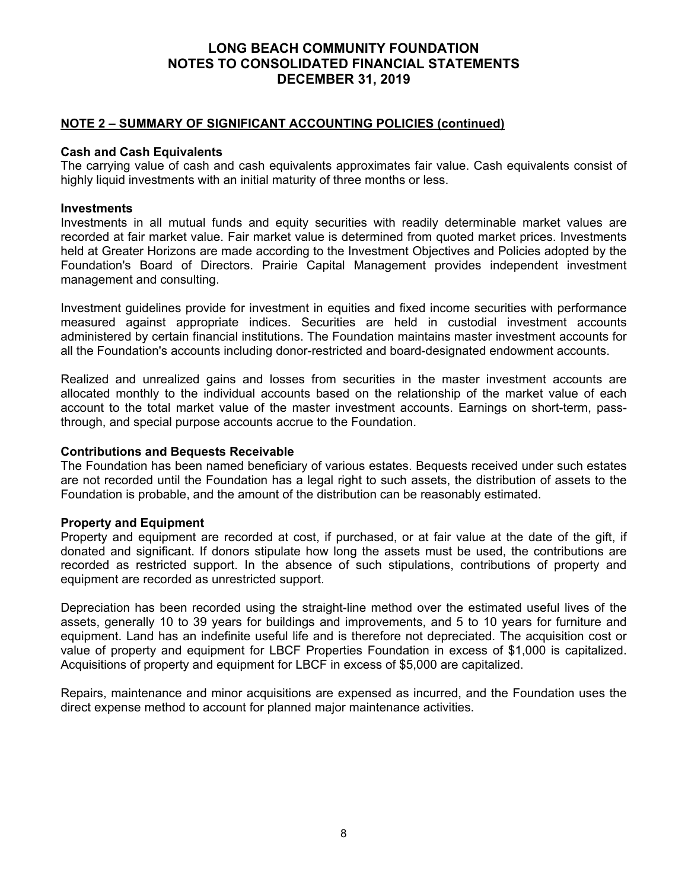# LONG BEACH COMMUNITY FOUNDATION
# NOTES TO CONSOLIDATED FINANCIAL STATEMENTS
# DECEMBER 31, 2019

## NOTE 2 – SUMMARY OF SIGNIFICANT ACCOUNTING POLICIES (continued)

**Cash and Cash Equivalents**

The carrying value of cash and cash equivalents approximates fair value. Cash equivalents consist of highly liquid investments with an initial maturity of three months or less.

**Investments**

Investments in all mutual funds and equity securities with readily determinable market values are recorded at fair market value. Fair market value is determined from quoted market prices. Investments held at Greater Horizons are made according to the Investment Objectives and Policies adopted by the Foundation's Board of Directors. Prairie Capital Management provides independent investment management and consulting.

Investment guidelines provide for investment in equities and fixed income securities with performance measured against appropriate indices. Securities are held in custodial investment accounts administered by certain financial institutions. The Foundation maintains master investment accounts for all the Foundation's accounts including donor-restricted and board-designated endowment accounts.

Realized and unrealized gains and losses from securities in the master investment accounts are allocated monthly to the individual accounts based on the relationship of the market value of each account to the total market value of the master investment accounts. Earnings on short-term, pass-through, and special purpose accounts accrue to the Foundation.

**Contributions and Bequests Receivable**

The Foundation has been named beneficiary of various estates. Bequests received under such estates are not recorded until the Foundation has a legal right to such assets, the distribution of assets to the Foundation is probable, and the amount of the distribution can be reasonably estimated.

**Property and Equipment**

Property and equipment are recorded at cost, if purchased, or at fair value at the date of the gift, if donated and significant. If donors stipulate how long the assets must be used, the contributions are recorded as restricted support. In the absence of such stipulations, contributions of property and equipment are recorded as unrestricted support.

Depreciation has been recorded using the straight-line method over the estimated useful lives of the assets, generally 10 to 39 years for buildings and improvements, and 5 to 10 years for furniture and equipment. Land has an indefinite useful life and is therefore not depreciated. The acquisition cost or value of property and equipment for LBCF Properties Foundation in excess of $1,000 is capitalized. Acquisitions of property and equipment for LBCF in excess of $5,000 are capitalized.

Repairs, maintenance and minor acquisitions are expensed as incurred, and the Foundation uses the direct expense method to account for planned major maintenance activities.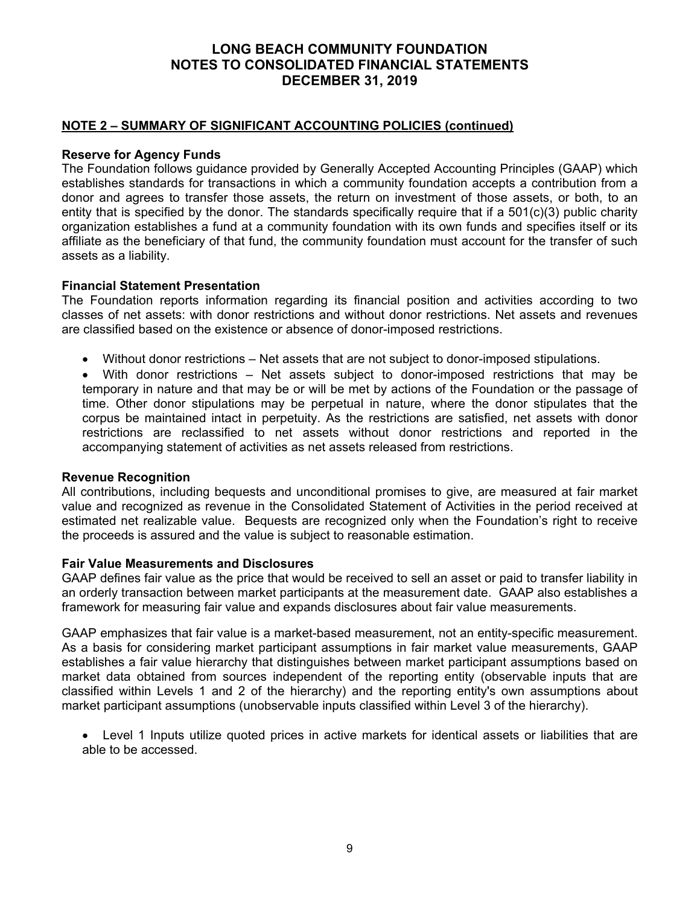# LONG BEACH COMMUNITY FOUNDATION
# NOTES TO CONSOLIDATED FINANCIAL STATEMENTS
# DECEMBER 31, 2019

## NOTE 2 – SUMMARY OF SIGNIFICANT ACCOUNTING POLICIES (continued)

### Reserve for Agency Funds

The Foundation follows guidance provided by Generally Accepted Accounting Principles (GAAP) which establishes standards for transactions in which a community foundation accepts a contribution from a donor and agrees to transfer those assets, the return on investment of those assets, or both, to an entity that is specified by the donor. The standards specifically require that if a 501(c)(3) public charity organization establishes a fund at a community foundation with its own funds and specifies itself or its affiliate as the beneficiary of that fund, the community foundation must account for the transfer of such assets as a liability.

### Financial Statement Presentation

The Foundation reports information regarding its financial position and activities according to two classes of net assets: with donor restrictions and without donor restrictions. Net assets and revenues are classified based on the existence or absence of donor-imposed restrictions.

- Without donor restrictions – Net assets that are not subject to donor-imposed stipulations.
- With donor restrictions – Net assets subject to donor-imposed restrictions that may be temporary in nature and that may be or will be met by actions of the Foundation or the passage of time. Other donor stipulations may be perpetual in nature, where the donor stipulates that the corpus be maintained intact in perpetuity. As the restrictions are satisfied, net assets with donor restrictions are reclassified to net assets without donor restrictions and reported in the accompanying statement of activities as net assets released from restrictions.

### Revenue Recognition

All contributions, including bequests and unconditional promises to give, are measured at fair market value and recognized as revenue in the Consolidated Statement of Activities in the period received at estimated net realizable value. Bequests are recognized only when the Foundation's right to receive the proceeds is assured and the value is subject to reasonable estimation.

### Fair Value Measurements and Disclosures

GAAP defines fair value as the price that would be received to sell an asset or paid to transfer liability in an orderly transaction between market participants at the measurement date. GAAP also establishes a framework for measuring fair value and expands disclosures about fair value measurements.

GAAP emphasizes that fair value is a market-based measurement, not an entity-specific measurement. As a basis for considering market participant assumptions in fair market value measurements, GAAP establishes a fair value hierarchy that distinguishes between market participant assumptions based on market data obtained from sources independent of the reporting entity (observable inputs that are classified within Levels 1 and 2 of the hierarchy) and the reporting entity's own assumptions about market participant assumptions (unobservable inputs classified within Level 3 of the hierarchy).

- Level 1 Inputs utilize quoted prices in active markets for identical assets or liabilities that are able to be accessed.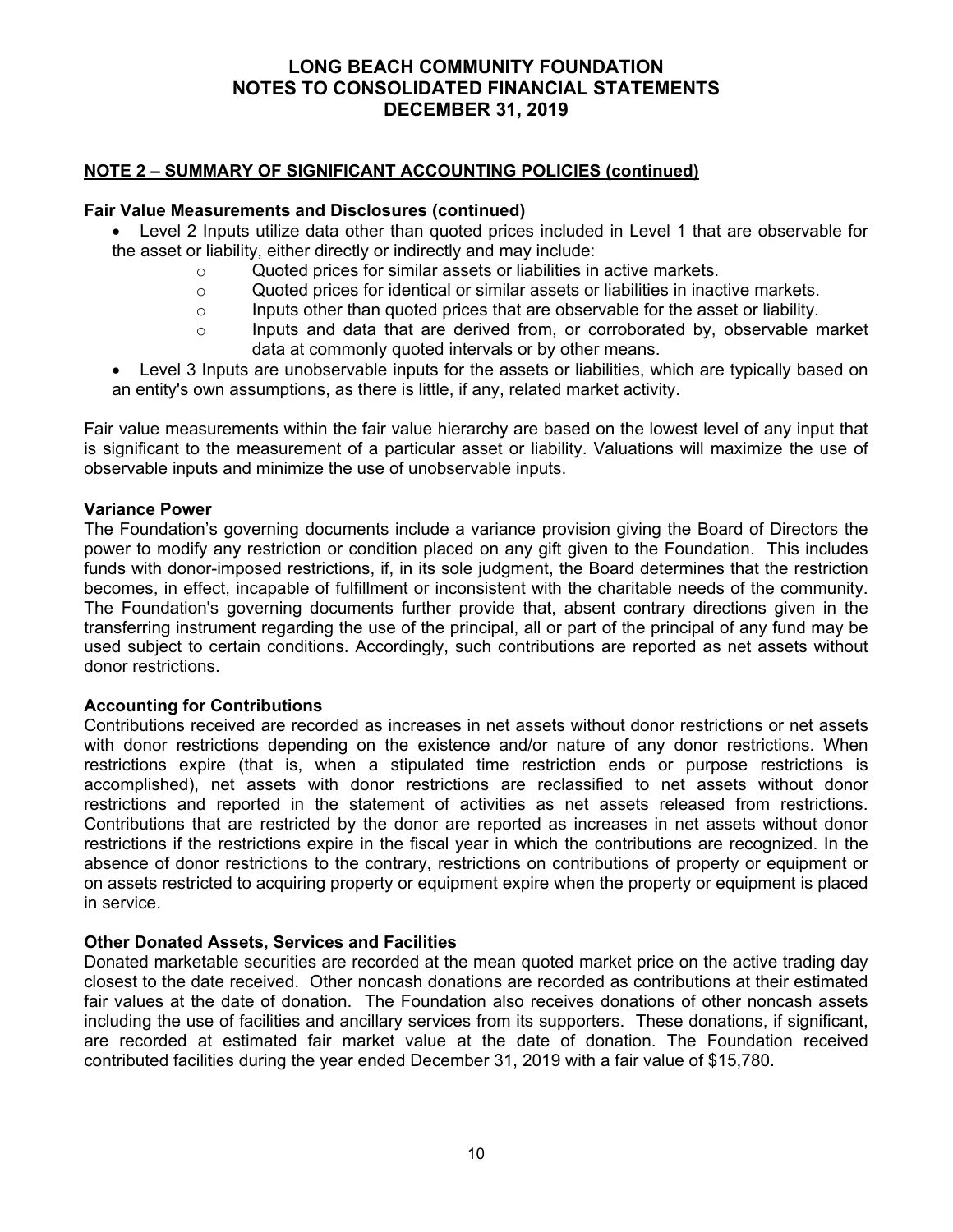## NOTE 2 – SUMMARY OF SIGNIFICANT ACCOUNTING POLICIES (continued)

**Fair Value Measurements and Disclosures (continued)**

- Level 2 Inputs utilize data other than quoted prices included in Level 1 that are observable for the asset or liability, either directly or indirectly and may include:
  - Quoted prices for similar assets or liabilities in active markets.
  - Quoted prices for identical or similar assets or liabilities in inactive markets.
  - Inputs other than quoted prices that are observable for the asset or liability.
  - Inputs and data that are derived from, or corroborated by, observable market data at commonly quoted intervals or by other means.
- Level 3 Inputs are unobservable inputs for the assets or liabilities, which are typically based on an entity's own assumptions, as there is little, if any, related market activity.

Fair value measurements within the fair value hierarchy are based on the lowest level of any input that is significant to the measurement of a particular asset or liability. Valuations will maximize the use of observable inputs and minimize the use of unobservable inputs.

**Variance Power**

The Foundation's governing documents include a variance provision giving the Board of Directors the power to modify any restriction or condition placed on any gift given to the Foundation. This includes funds with donor-imposed restrictions, if, in its sole judgment, the Board determines that the restriction becomes, in effect, incapable of fulfillment or inconsistent with the charitable needs of the community. The Foundation's governing documents further provide that, absent contrary directions given in the transferring instrument regarding the use of the principal, all or part of the principal of any fund may be used subject to certain conditions. Accordingly, such contributions are reported as net assets without donor restrictions.

**Accounting for Contributions**

Contributions received are recorded as increases in net assets without donor restrictions or net assets with donor restrictions depending on the existence and/or nature of any donor restrictions. When restrictions expire (that is, when a stipulated time restriction ends or purpose restrictions is accomplished), net assets with donor restrictions are reclassified to net assets without donor restrictions and reported in the statement of activities as net assets released from restrictions. Contributions that are restricted by the donor are reported as increases in net assets without donor restrictions if the restrictions expire in the fiscal year in which the contributions are recognized. In the absence of donor restrictions to the contrary, restrictions on contributions of property or equipment or on assets restricted to acquiring property or equipment expire when the property or equipment is placed in service.

**Other Donated Assets, Services and Facilities**

Donated marketable securities are recorded at the mean quoted market price on the active trading day closest to the date received. Other noncash donations are recorded as contributions at their estimated fair values at the date of donation. The Foundation also receives donations of other noncash assets including the use of facilities and ancillary services from its supporters. These donations, if significant, are recorded at estimated fair market value at the date of donation. The Foundation received contributed facilities during the year ended December 31, 2019 with a fair value of $15,780.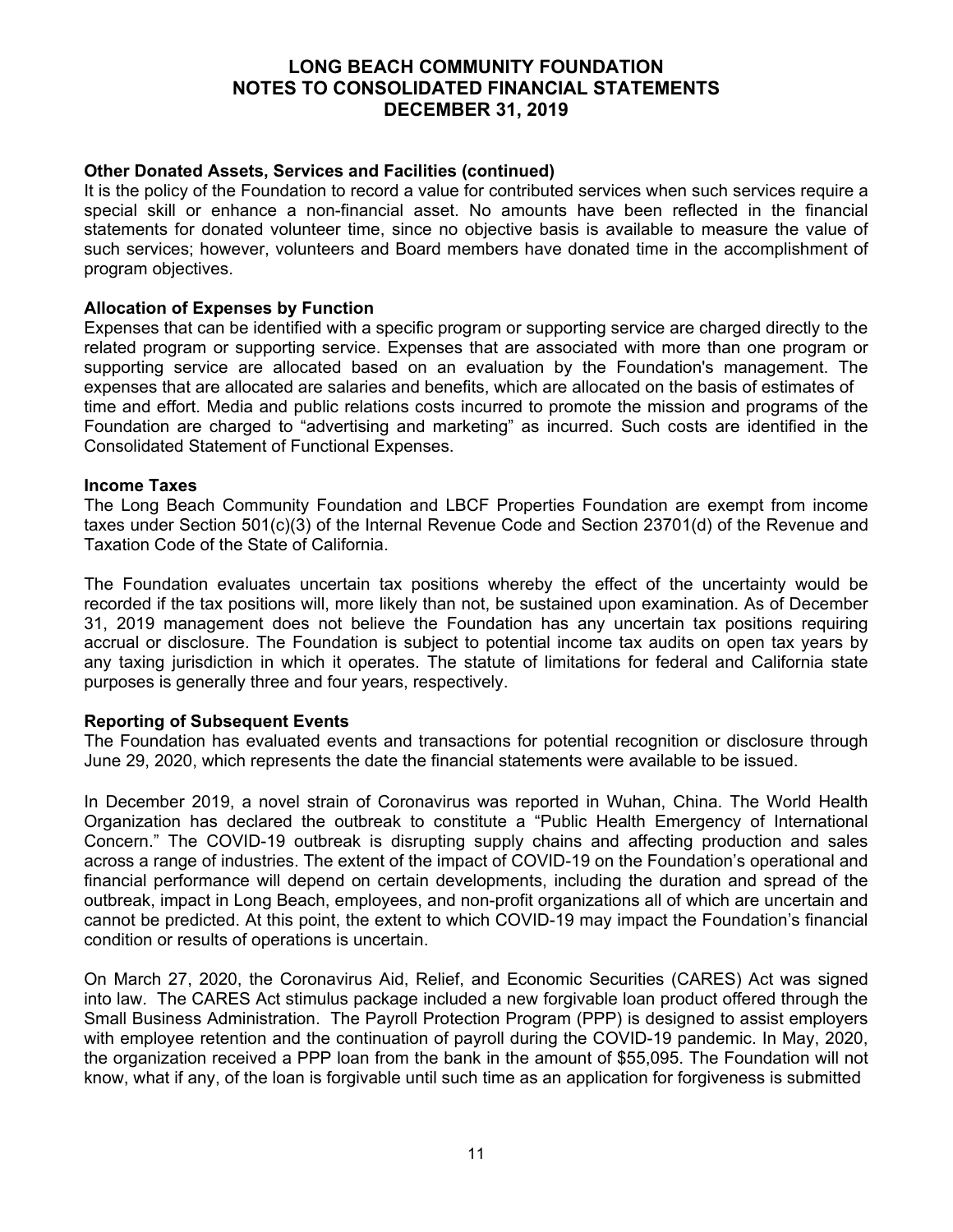### Other Donated Assets, Services and Facilities (continued)

It is the policy of the Foundation to record a value for contributed services when such services require a special skill or enhance a non-financial asset. No amounts have been reflected in the financial statements for donated volunteer time, since no objective basis is available to measure the value of such services; however, volunteers and Board members have donated time in the accomplishment of program objectives.

### Allocation of Expenses by Function

Expenses that can be identified with a specific program or supporting service are charged directly to the related program or supporting service. Expenses that are associated with more than one program or supporting service are allocated based on an evaluation by the Foundation's management. The expenses that are allocated are salaries and benefits, which are allocated on the basis of estimates of time and effort. Media and public relations costs incurred to promote the mission and programs of the Foundation are charged to "advertising and marketing" as incurred. Such costs are identified in the Consolidated Statement of Functional Expenses.

### Income Taxes

The Long Beach Community Foundation and LBCF Properties Foundation are exempt from income taxes under Section 501(c)(3) of the Internal Revenue Code and Section 23701(d) of the Revenue and Taxation Code of the State of California.

The Foundation evaluates uncertain tax positions whereby the effect of the uncertainty would be recorded if the tax positions will, more likely than not, be sustained upon examination. As of December 31, 2019 management does not believe the Foundation has any uncertain tax positions requiring accrual or disclosure. The Foundation is subject to potential income tax audits on open tax years by any taxing jurisdiction in which it operates. The statute of limitations for federal and California state purposes is generally three and four years, respectively.

### Reporting of Subsequent Events

The Foundation has evaluated events and transactions for potential recognition or disclosure through June 29, 2020, which represents the date the financial statements were available to be issued.

In December 2019, a novel strain of Coronavirus was reported in Wuhan, China. The World Health Organization has declared the outbreak to constitute a "Public Health Emergency of International Concern." The COVID-19 outbreak is disrupting supply chains and affecting production and sales across a range of industries. The extent of the impact of COVID-19 on the Foundation's operational and financial performance will depend on certain developments, including the duration and spread of the outbreak, impact in Long Beach, employees, and non-profit organizations all of which are uncertain and cannot be predicted. At this point, the extent to which COVID-19 may impact the Foundation's financial condition or results of operations is uncertain.

On March 27, 2020, the Coronavirus Aid, Relief, and Economic Securities (CARES) Act was signed into law. The CARES Act stimulus package included a new forgivable loan product offered through the Small Business Administration. The Payroll Protection Program (PPP) is designed to assist employers with employee retention and the continuation of payroll during the COVID-19 pandemic. In May, 2020, the organization received a PPP loan from the bank in the amount of $55,095. The Foundation will not know, what if any, of the loan is forgivable until such time as an application for forgiveness is submitted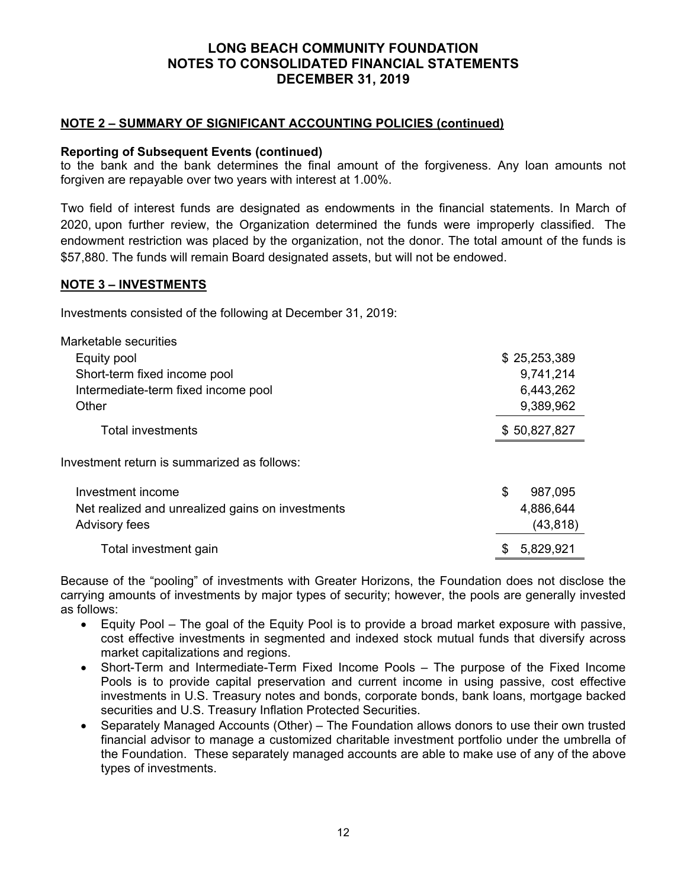## NOTE 2 – SUMMARY OF SIGNIFICANT ACCOUNTING POLICIES (continued)

**Reporting of Subsequent Events (continued)**

to the bank and the bank determines the final amount of the forgiveness. Any loan amounts not forgiven are repayable over two years with interest at 1.00%.

Two field of interest funds are designated as endowments in the financial statements. In March of 2020, upon further review, the Organization determined the funds were improperly classified. The endowment restriction was placed by the organization, not the donor. The total amount of the funds is $57,880. The funds will remain Board designated assets, but will not be endowed.

## NOTE 3 – INVESTMENTS

Investments consisted of the following at December 31, 2019:

| | |
|---|---|
| Marketable securities | |
| Equity pool | $ 25,253,389 |
| Short-term fixed income pool | 9,741,214 |
| Intermediate-term fixed income pool | 6,443,262 |
| Other | 9,389,962 |
| Total investments | $ 50,827,827 |

Investment return is summarized as follows:

| | |
|---|---|
| Investment income | $ 987,095 |
| Net realized and unrealized gains on investments | 4,886,644 |
| Advisory fees | (43,818) |
| Total investment gain | $ 5,829,921 |

Because of the "pooling" of investments with Greater Horizons, the Foundation does not disclose the carrying amounts of investments by major types of security; however, the pools are generally invested as follows:

- Equity Pool – The goal of the Equity Pool is to provide a broad market exposure with passive, cost effective investments in segmented and indexed stock mutual funds that diversify across market capitalizations and regions.
- Short-Term and Intermediate-Term Fixed Income Pools – The purpose of the Fixed Income Pools is to provide capital preservation and current income in using passive, cost effective investments in U.S. Treasury notes and bonds, corporate bonds, bank loans, mortgage backed securities and U.S. Treasury Inflation Protected Securities.
- Separately Managed Accounts (Other) – The Foundation allows donors to use their own trusted financial advisor to manage a customized charitable investment portfolio under the umbrella of the Foundation. These separately managed accounts are able to make use of any of the above types of investments.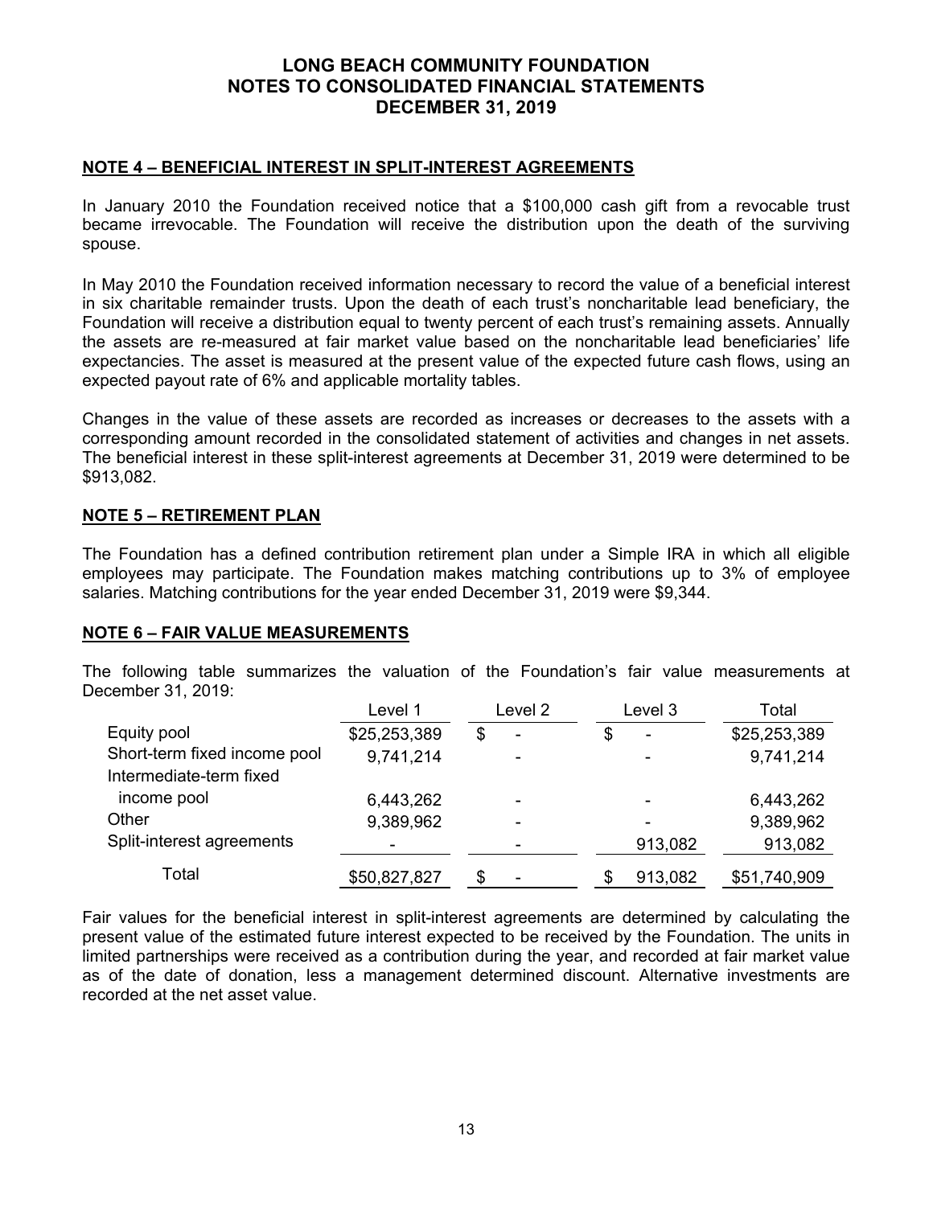# LONG BEACH COMMUNITY FOUNDATION
# NOTES TO CONSOLIDATED FINANCIAL STATEMENTS
# DECEMBER 31, 2019

## NOTE 4 – BENEFICIAL INTEREST IN SPLIT-INTEREST AGREEMENTS

In January 2010 the Foundation received notice that a $100,000 cash gift from a revocable trust became irrevocable. The Foundation will receive the distribution upon the death of the surviving spouse.

In May 2010 the Foundation received information necessary to record the value of a beneficial interest in six charitable remainder trusts. Upon the death of each trust's noncharitable lead beneficiary, the Foundation will receive a distribution equal to twenty percent of each trust's remaining assets. Annually the assets are re-measured at fair market value based on the noncharitable lead beneficiaries' life expectancies. The asset is measured at the present value of the expected future cash flows, using an expected payout rate of 6% and applicable mortality tables.

Changes in the value of these assets are recorded as increases or decreases to the assets with a corresponding amount recorded in the consolidated statement of activities and changes in net assets. The beneficial interest in these split-interest agreements at December 31, 2019 were determined to be $913,082.

## NOTE 5 – RETIREMENT PLAN

The Foundation has a defined contribution retirement plan under a Simple IRA in which all eligible employees may participate. The Foundation makes matching contributions up to 3% of employee salaries. Matching contributions for the year ended December 31, 2019 were $9,344.

## NOTE 6 – FAIR VALUE MEASUREMENTS

The following table summarizes the valuation of the Foundation's fair value measurements at December 31, 2019:

| | Level 1 | Level 2 | Level 3 | Total |
|---|---|---|---|---|
| Equity pool | $25,253,389 | $ - | $ - | $25,253,389 |
| Short-term fixed income pool | 9,741,214 | - | - | 9,741,214 |
| Intermediate-term fixed income pool | 6,443,262 | - | - | 6,443,262 |
| Other | 9,389,962 | - | - | 9,389,962 |
| Split-interest agreements | - | - | 913,082 | 913,082 |
| Total | $50,827,827 | $ - | $ 913,082 | $51,740,909 |

Fair values for the beneficial interest in split-interest agreements are determined by calculating the present value of the estimated future interest expected to be received by the Foundation. The units in limited partnerships were received as a contribution during the year, and recorded at fair market value as of the date of donation, less a management determined discount. Alternative investments are recorded at the net asset value.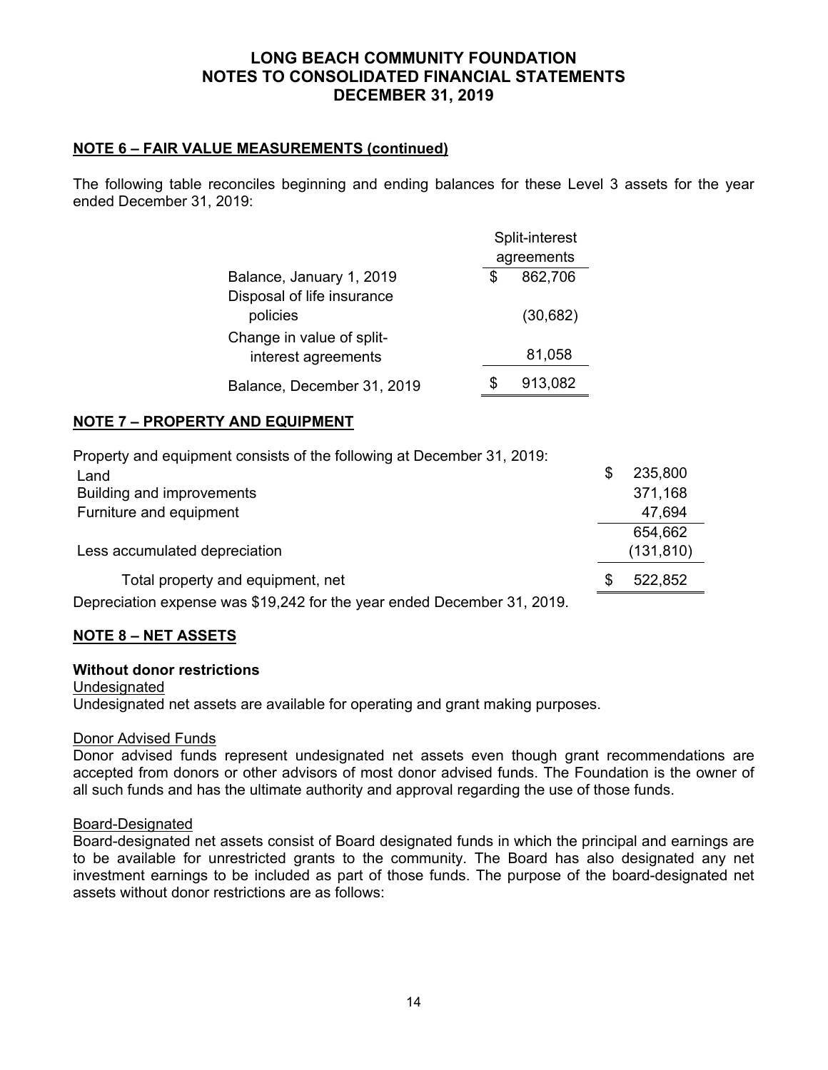# LONG BEACH COMMUNITY FOUNDATION
# NOTES TO CONSOLIDATED FINANCIAL STATEMENTS
# DECEMBER 31, 2019

## NOTE 6 – FAIR VALUE MEASUREMENTS (continued)

The following table reconciles beginning and ending balances for these Level 3 assets for the year ended December 31, 2019:

| | Split-interest agreements |
|---|---|
| Balance, January 1, 2019 | $ 862,706 |
| Disposal of life insurance policies | (30,682) |
| Change in value of split-interest agreements | 81,058 |
| Balance, December 31, 2019 | $ 913,082 |

## NOTE 7 – PROPERTY AND EQUIPMENT

Property and equipment consists of the following at December 31, 2019:

| | |
|---|---|
| Land | $ 235,800 |
| Building and improvements | 371,168 |
| Furniture and equipment | 47,694 |
| | 654,662 |
| Less accumulated depreciation | (131,810) |
| Total property and equipment, net | $ 522,852 |

Depreciation expense was $19,242 for the year ended December 31, 2019.

## NOTE 8 – NET ASSETS

**Without donor restrictions**

Undesignated

Undesignated net assets are available for operating and grant making purposes.

Donor Advised Funds

Donor advised funds represent undesignated net assets even though grant recommendations are accepted from donors or other advisors of most donor advised funds. The Foundation is the owner of all such funds and has the ultimate authority and approval regarding the use of those funds.

Board-Designated

Board-designated net assets consist of Board designated funds in which the principal and earnings are to be available for unrestricted grants to the community. The Board has also designated any net investment earnings to be included as part of those funds. The purpose of the board-designated net assets without donor restrictions are as follows: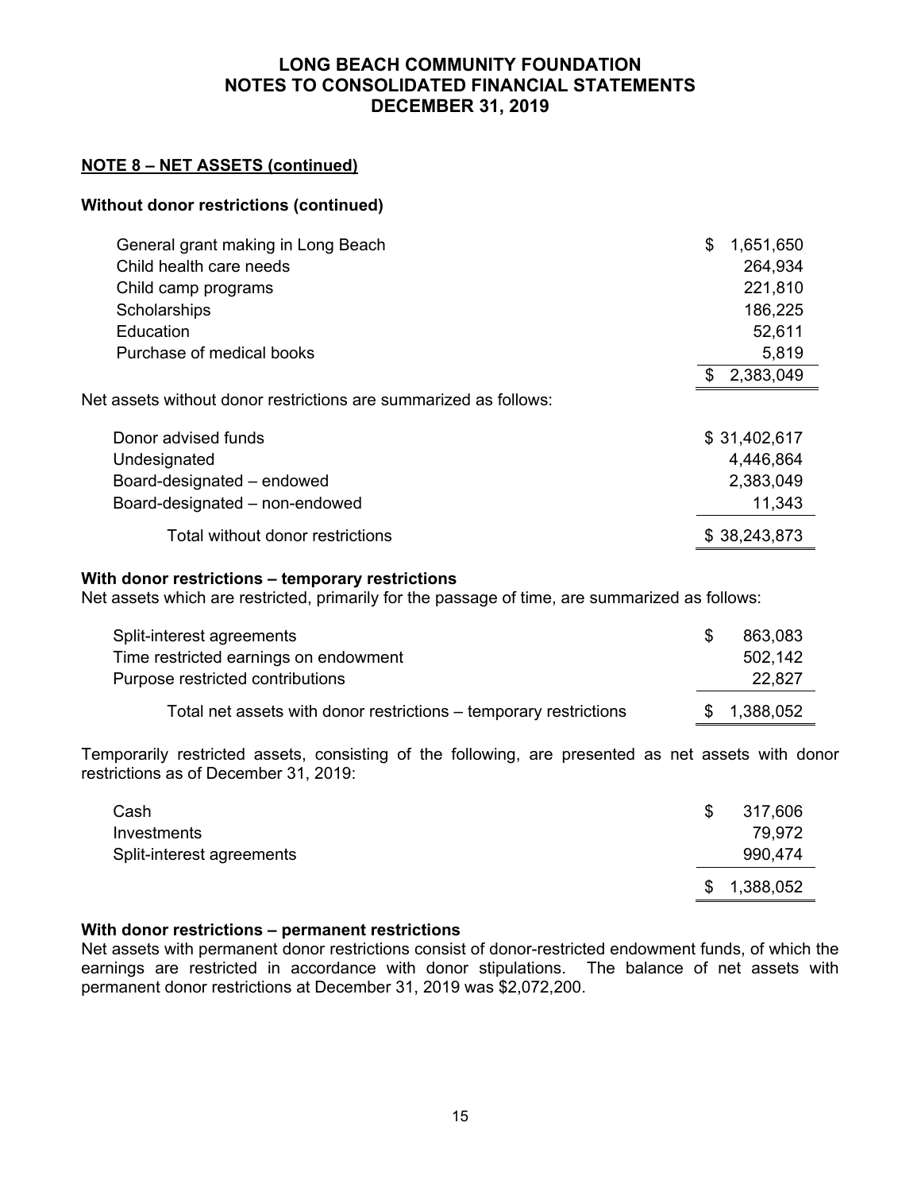# LONG BEACH COMMUNITY FOUNDATION
# NOTES TO CONSOLIDATED FINANCIAL STATEMENTS
# DECEMBER 31, 2019

## NOTE 8 – NET ASSETS (continued)

### Without donor restrictions (continued)

| | |
|---|---|
| General grant making in Long Beach | $ 1,651,650 |
| Child health care needs | 264,934 |
| Child camp programs | 221,810 |
| Scholarships | 186,225 |
| Education | 52,611 |
| Purchase of medical books | 5,819 |
| | $ 2,383,049 |

Net assets without donor restrictions are summarized as follows:

| | |
|---|---|
| Donor advised funds | $ 31,402,617 |
| Undesignated | 4,446,864 |
| Board-designated – endowed | 2,383,049 |
| Board-designated – non-endowed | 11,343 |
| Total without donor restrictions | $ 38,243,873 |

### With donor restrictions – temporary restrictions

Net assets which are restricted, primarily for the passage of time, are summarized as follows:

| | |
|---|---|
| Split-interest agreements | $ 863,083 |
| Time restricted earnings on endowment | 502,142 |
| Purpose restricted contributions | 22,827 |
| Total net assets with donor restrictions – temporary restrictions | $ 1,388,052 |

Temporarily restricted assets, consisting of the following, are presented as net assets with donor restrictions as of December 31, 2019:

| | |
|---|---|
| Cash | $ 317,606 |
| Investments | 79,972 |
| Split-interest agreements | 990,474 |
| | $ 1,388,052 |

### With donor restrictions – permanent restrictions

Net assets with permanent donor restrictions consist of donor-restricted endowment funds, of which the earnings are restricted in accordance with donor stipulations. The balance of net assets with permanent donor restrictions at December 31, 2019 was $2,072,200.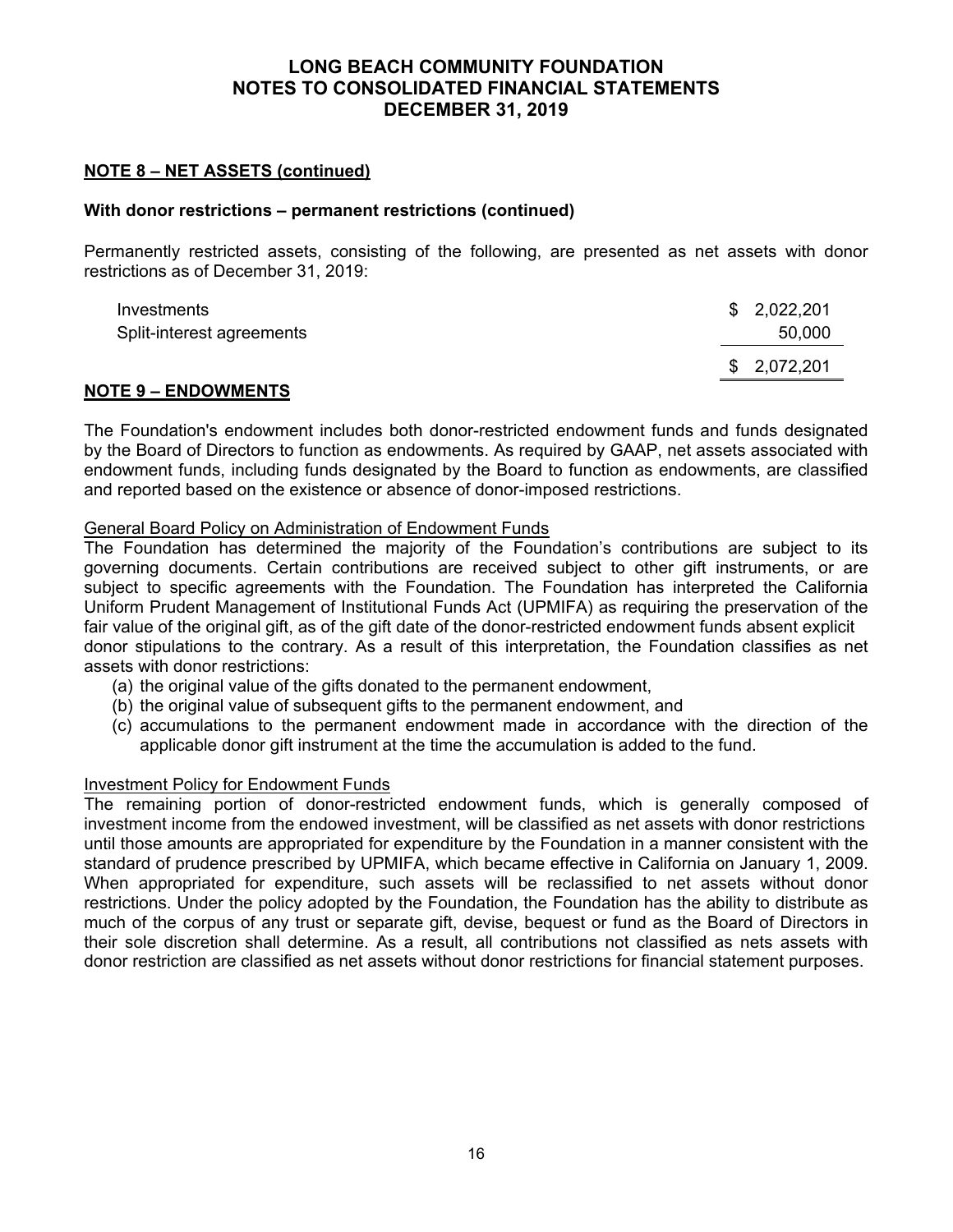## NOTE 8 – NET ASSETS (continued)

### With donor restrictions – permanent restrictions (continued)

Permanently restricted assets, consisting of the following, are presented as net assets with donor restrictions as of December 31, 2019:

| | |
|---|---|
| Investments | $ 2,022,201 |
| Split-interest agreements | 50,000 |
| | $ 2,072,201 |

## NOTE 9 – ENDOWMENTS

The Foundation's endowment includes both donor-restricted endowment funds and funds designated by the Board of Directors to function as endowments. As required by GAAP, net assets associated with endowment funds, including funds designated by the Board to function as endowments, are classified and reported based on the existence or absence of donor-imposed restrictions.

General Board Policy on Administration of Endowment Funds

The Foundation has determined the majority of the Foundation's contributions are subject to its governing documents. Certain contributions are received subject to other gift instruments, or are subject to specific agreements with the Foundation. The Foundation has interpreted the California Uniform Prudent Management of Institutional Funds Act (UPMIFA) as requiring the preservation of the fair value of the original gift, as of the gift date of the donor-restricted endowment funds absent explicit donor stipulations to the contrary. As a result of this interpretation, the Foundation classifies as net assets with donor restrictions:

(a) the original value of the gifts donated to the permanent endowment,
(b) the original value of subsequent gifts to the permanent endowment, and
(c) accumulations to the permanent endowment made in accordance with the direction of the applicable donor gift instrument at the time the accumulation is added to the fund.

Investment Policy for Endowment Funds

The remaining portion of donor-restricted endowment funds, which is generally composed of investment income from the endowed investment, will be classified as net assets with donor restrictions until those amounts are appropriated for expenditure by the Foundation in a manner consistent with the standard of prudence prescribed by UPMIFA, which became effective in California on January 1, 2009. When appropriated for expenditure, such assets will be reclassified to net assets without donor restrictions. Under the policy adopted by the Foundation, the Foundation has the ability to distribute as much of the corpus of any trust or separate gift, devise, bequest or fund as the Board of Directors in their sole discretion shall determine. As a result, all contributions not classified as nets assets with donor restriction are classified as net assets without donor restrictions for financial statement purposes.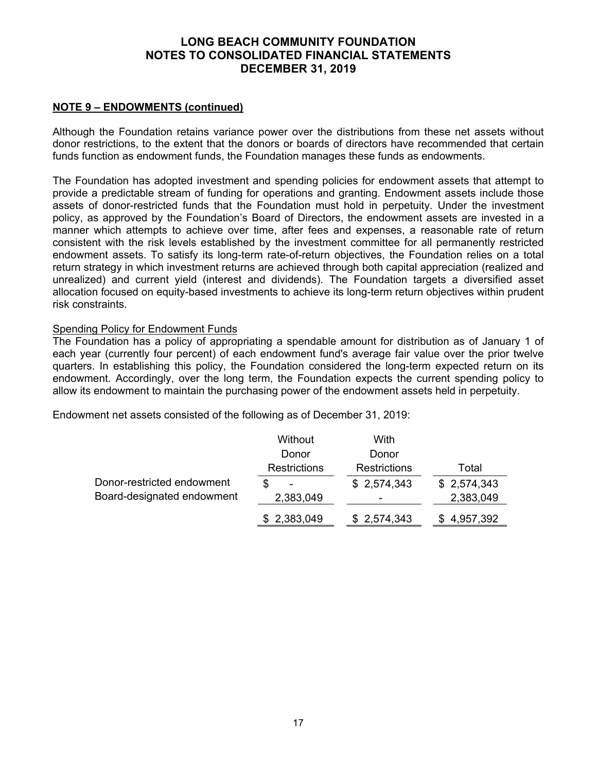# LONG BEACH COMMUNITY FOUNDATION
# NOTES TO CONSOLIDATED FINANCIAL STATEMENTS
# DECEMBER 31, 2019

## NOTE 9 – ENDOWMENTS (continued)

Although the Foundation retains variance power over the distributions from these net assets without donor restrictions, to the extent that the donors or boards of directors have recommended that certain funds function as endowment funds, the Foundation manages these funds as endowments.

The Foundation has adopted investment and spending policies for endowment assets that attempt to provide a predictable stream of funding for operations and granting. Endowment assets include those assets of donor-restricted funds that the Foundation must hold in perpetuity. Under the investment policy, as approved by the Foundation's Board of Directors, the endowment assets are invested in a manner which attempts to achieve over time, after fees and expenses, a reasonable rate of return consistent with the risk levels established by the investment committee for all permanently restricted endowment assets. To satisfy its long-term rate-of-return objectives, the Foundation relies on a total return strategy in which investment returns are achieved through both capital appreciation (realized and unrealized) and current yield (interest and dividends). The Foundation targets a diversified asset allocation focused on equity-based investments to achieve its long-term return objectives within prudent risk constraints.

### Spending Policy for Endowment Funds

The Foundation has a policy of appropriating a spendable amount for distribution as of January 1 of each year (currently four percent) of each endowment fund's average fair value over the prior twelve quarters. In establishing this policy, the Foundation considered the long-term expected return on its endowment. Accordingly, over the long term, the Foundation expects the current spending policy to allow its endowment to maintain the purchasing power of the endowment assets held in perpetuity.

Endowment net assets consisted of the following as of December 31, 2019:

| | Without Donor Restrictions | With Donor Restrictions | Total |
|---|---|---|---|
| Donor-restricted endowment | $ - | $ 2,574,343 | $ 2,574,343 |
| Board-designated endowment | 2,383,049 | - | 2,383,049 |
| | $ 2,383,049 | $ 2,574,343 | $ 4,957,392 |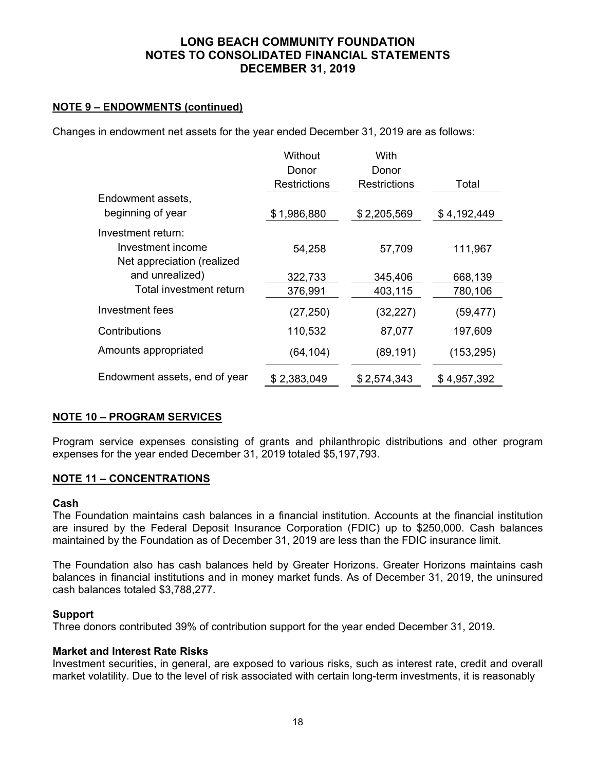# LONG BEACH COMMUNITY FOUNDATION
# NOTES TO CONSOLIDATED FINANCIAL STATEMENTS
# DECEMBER 31, 2019

## NOTE 9 – ENDOWMENTS (continued)

Changes in endowment net assets for the year ended December 31, 2019 are as follows:

| | Without Donor Restrictions | With Donor Restrictions | Total |
|---|---|---|---|
| Endowment assets, beginning of year | $ 1,986,880 | $ 2,205,569 | $ 4,192,449 |
| Investment return: | | | |
| Investment income | 54,258 | 57,709 | 111,967 |
| Net appreciation (realized and unrealized) | 322,733 | 345,406 | 668,139 |
| Total investment return | 376,991 | 403,115 | 780,106 |
| Investment fees | (27,250) | (32,227) | (59,477) |
| Contributions | 110,532 | 87,077 | 197,609 |
| Amounts appropriated | (64,104) | (89,191) | (153,295) |
| Endowment assets, end of year | $ 2,383,049 | $ 2,574,343 | $ 4,957,392 |

## NOTE 10 – PROGRAM SERVICES

Program service expenses consisting of grants and philanthropic distributions and other program expenses for the year ended December 31, 2019 totaled $5,197,793.

## NOTE 11 – CONCENTRATIONS

**Cash**

The Foundation maintains cash balances in a financial institution. Accounts at the financial institution are insured by the Federal Deposit Insurance Corporation (FDIC) up to $250,000. Cash balances maintained by the Foundation as of December 31, 2019 are less than the FDIC insurance limit.

The Foundation also has cash balances held by Greater Horizons. Greater Horizons maintains cash balances in financial institutions and in money market funds. As of December 31, 2019, the uninsured cash balances totaled $3,788,277.

**Support**

Three donors contributed 39% of contribution support for the year ended December 31, 2019.

**Market and Interest Rate Risks**

Investment securities, in general, are exposed to various risks, such as interest rate, credit and overall market volatility. Due to the level of risk associated with certain long-term investments, it is reasonably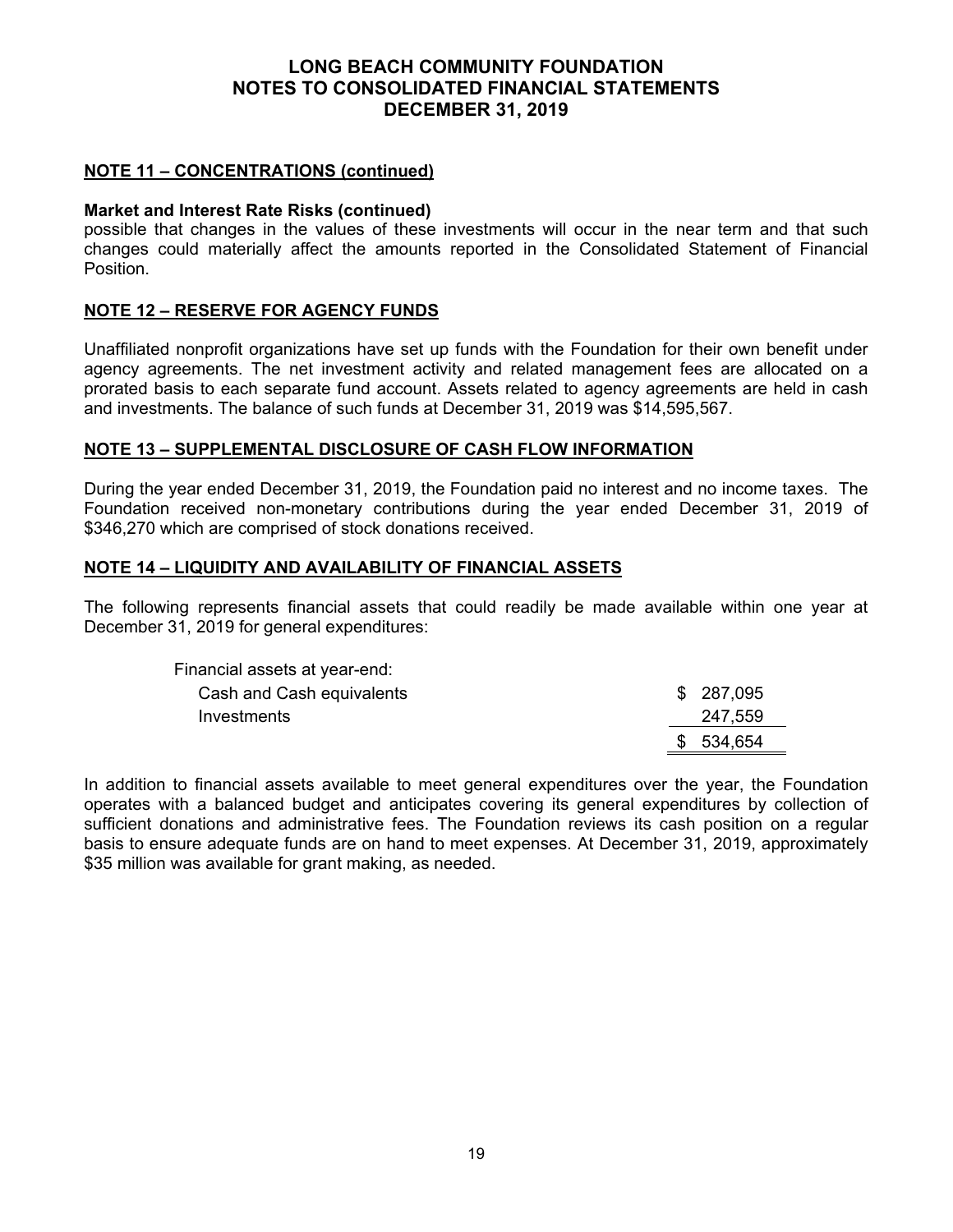## NOTE 11 – CONCENTRATIONS (continued)

**Market and Interest Rate Risks (continued)**
possible that changes in the values of these investments will occur in the near term and that such changes could materially affect the amounts reported in the Consolidated Statement of Financial Position.

## NOTE 12 – RESERVE FOR AGENCY FUNDS

Unaffiliated nonprofit organizations have set up funds with the Foundation for their own benefit under agency agreements. The net investment activity and related management fees are allocated on a prorated basis to each separate fund account. Assets related to agency agreements are held in cash and investments. The balance of such funds at December 31, 2019 was $14,595,567.

## NOTE 13 – SUPPLEMENTAL DISCLOSURE OF CASH FLOW INFORMATION

During the year ended December 31, 2019, the Foundation paid no interest and no income taxes. The Foundation received non-monetary contributions during the year ended December 31, 2019 of $346,270 which are comprised of stock donations received.

## NOTE 14 – LIQUIDITY AND AVAILABILITY OF FINANCIAL ASSETS

The following represents financial assets that could readily be made available within one year at December 31, 2019 for general expenditures:

| | |
|---|---|
| Financial assets at year-end: | |
| Cash and Cash equivalents | $ 287,095 |
| Investments | 247,559 |
| | $ 534,654 |

In addition to financial assets available to meet general expenditures over the year, the Foundation operates with a balanced budget and anticipates covering its general expenditures by collection of sufficient donations and administrative fees. The Foundation reviews its cash position on a regular basis to ensure adequate funds are on hand to meet expenses. At December 31, 2019, approximately $35 million was available for grant making, as needed.